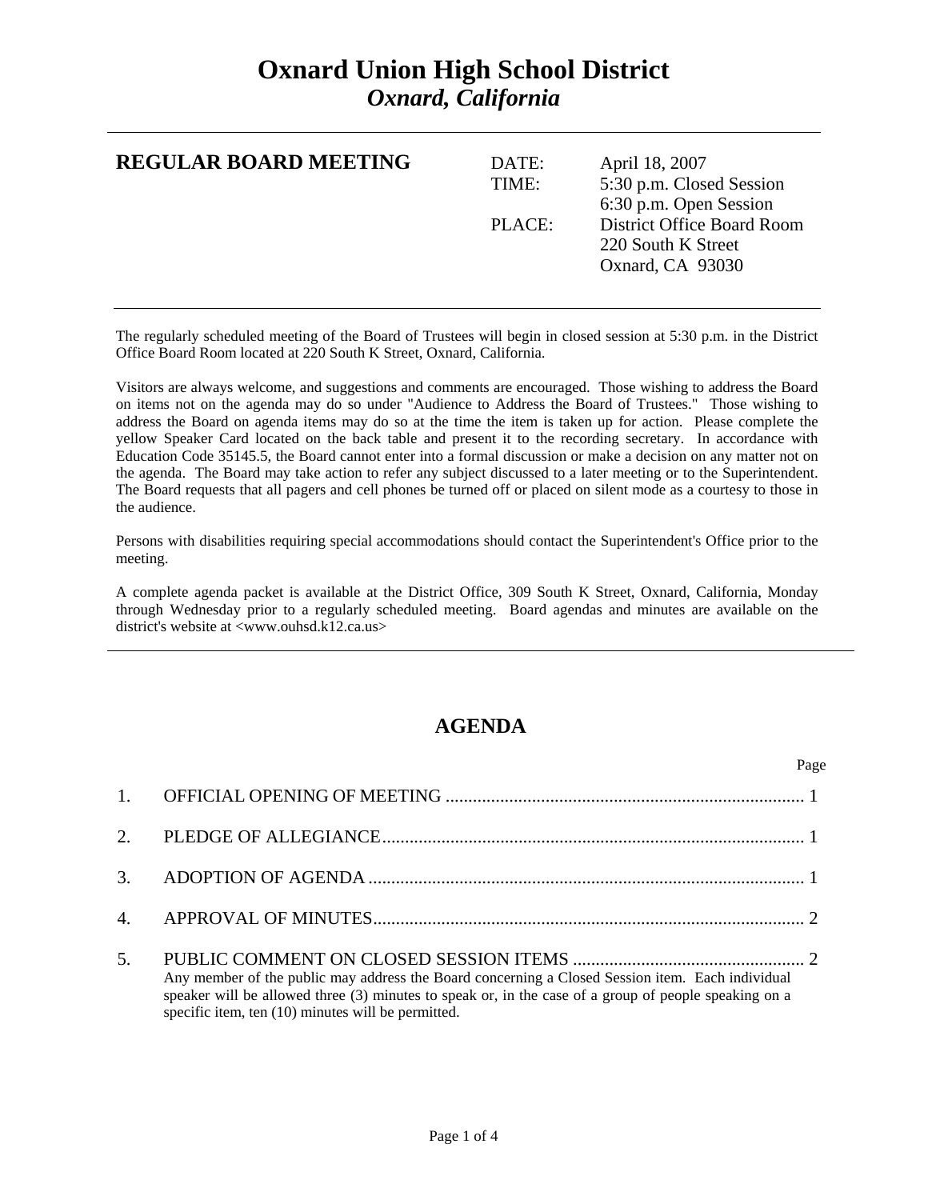# Oxnard Union High School District
## *Oxnard, California*

---

**REGULAR BOARD MEETING**

| | |
|---|---|
| DATE: | April 18, 2007 |
| TIME: | 5:30 p.m. Closed Session<br>6:30 p.m. Open Session |
| PLACE: | District Office Board Room<br>220 South K Street<br>Oxnard, CA 93030 |

---

The regularly scheduled meeting of the Board of Trustees will begin in closed session at 5:30 p.m. in the District Office Board Room located at 220 South K Street, Oxnard, California.

Visitors are always welcome, and suggestions and comments are encouraged. Those wishing to address the Board on items not on the agenda may do so under "Audience to Address the Board of Trustees." Those wishing to address the Board on agenda items may do so at the time the item is taken up for action. Please complete the yellow Speaker Card located on the back table and present it to the recording secretary. In accordance with Education Code 35145.5, the Board cannot enter into a formal discussion or make a decision on any matter not on the agenda. The Board may take action to refer any subject discussed to a later meeting or to the Superintendent. The Board requests that all pagers and cell phones be turned off or placed on silent mode as a courtesy to those in the audience.

Persons with disabilities requiring special accommodations should contact the Superintendent's Office prior to the meeting.

A complete agenda packet is available at the District Office, 309 South K Street, Oxnard, California, Monday through Wednesday prior to a regularly scheduled meeting. Board agendas and minutes are available on the district's website at <www.ouhsd.k12.ca.us>

---

## AGENDA

| | | Page |
|---|---|---|
| 1. | OFFICIAL OPENING OF MEETING | 1 |
| 2. | PLEDGE OF ALLEGIANCE | 1 |
| 3. | ADOPTION OF AGENDA | 1 |
| 4. | APPROVAL OF MINUTES | 2 |
| 5. | PUBLIC COMMENT ON CLOSED SESSION ITEMS<br>Any member of the public may address the Board concerning a Closed Session item. Each individual speaker will be allowed three (3) minutes to speak or, in the case of a group of people speaking on a specific item, ten (10) minutes will be permitted. | 2 |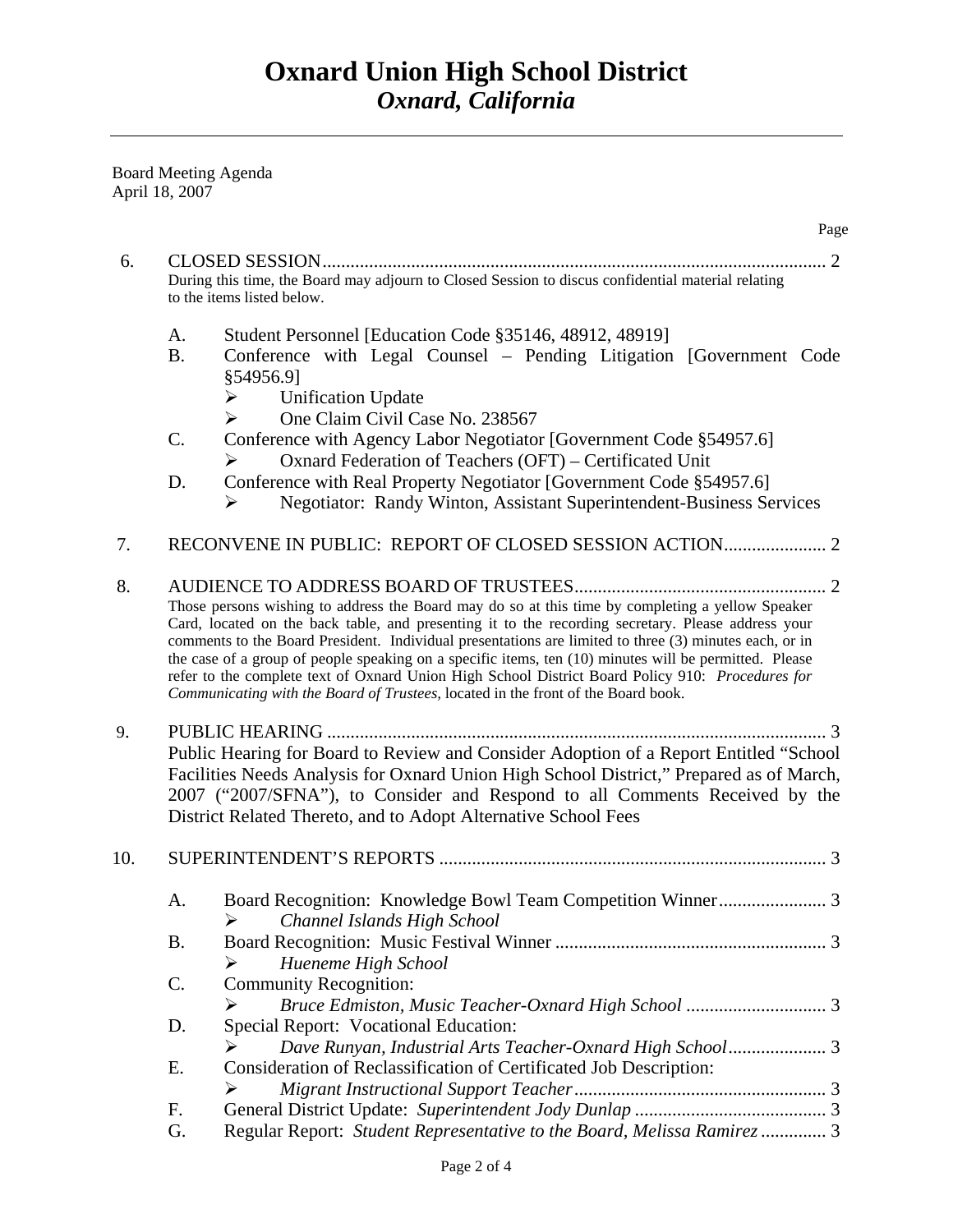# Oxnard Union High School District
## *Oxnard, California*

Board Meeting Agenda
April 18, 2007

Page

6. CLOSED SESSION ........ 2

   During this time, the Board may adjourn to Closed Session to discus confidential material relating to the items listed below.

   A. Student Personnel [Education Code §35146, 48912, 48919]
   B. Conference with Legal Counsel – Pending Litigation [Government Code §54956.9]
      - Unification Update
      - One Claim Civil Case No. 238567
   C. Conference with Agency Labor Negotiator [Government Code §54957.6]
      - Oxnard Federation of Teachers (OFT) – Certificated Unit
   D. Conference with Real Property Negotiator [Government Code §54957.6]
      - Negotiator: Randy Winton, Assistant Superintendent-Business Services

7. RECONVENE IN PUBLIC: REPORT OF CLOSED SESSION ACTION ........ 2

8. AUDIENCE TO ADDRESS BOARD OF TRUSTEES ........ 2

   Those persons wishing to address the Board may do so at this time by completing a yellow Speaker Card, located on the back table, and presenting it to the recording secretary. Please address your comments to the Board President. Individual presentations are limited to three (3) minutes each, or in the case of a group of people speaking on a specific items, ten (10) minutes will be permitted. Please refer to the complete text of Oxnard Union High School District Board Policy 910: *Procedures for Communicating with the Board of Trustees,* located in the front of the Board book.

9. PUBLIC HEARING ........ 3

   Public Hearing for Board to Review and Consider Adoption of a Report Entitled "School Facilities Needs Analysis for Oxnard Union High School District," Prepared as of March, 2007 ("2007/SFNA"), to Consider and Respond to all Comments Received by the District Related Thereto, and to Adopt Alternative School Fees

10. SUPERINTENDENT'S REPORTS ........ 3

   A. Board Recognition: Knowledge Bowl Team Competition Winner ........ 3
      - *Channel Islands High School*
   B. Board Recognition: Music Festival Winner ........ 3
      - *Hueneme High School*
   C. Community Recognition:
      - *Bruce Edmiston, Music Teacher-Oxnard High School* ........ 3
   D. Special Report: Vocational Education:
      - *Dave Runyan, Industrial Arts Teacher-Oxnard High School* ........ 3
   E. Consideration of Reclassification of Certificated Job Description:
      - *Migrant Instructional Support Teacher* ........ 3
   F. General District Update: *Superintendent Jody Dunlap* ........ 3
   G. Regular Report: *Student Representative to the Board, Melissa Ramirez* ........ 3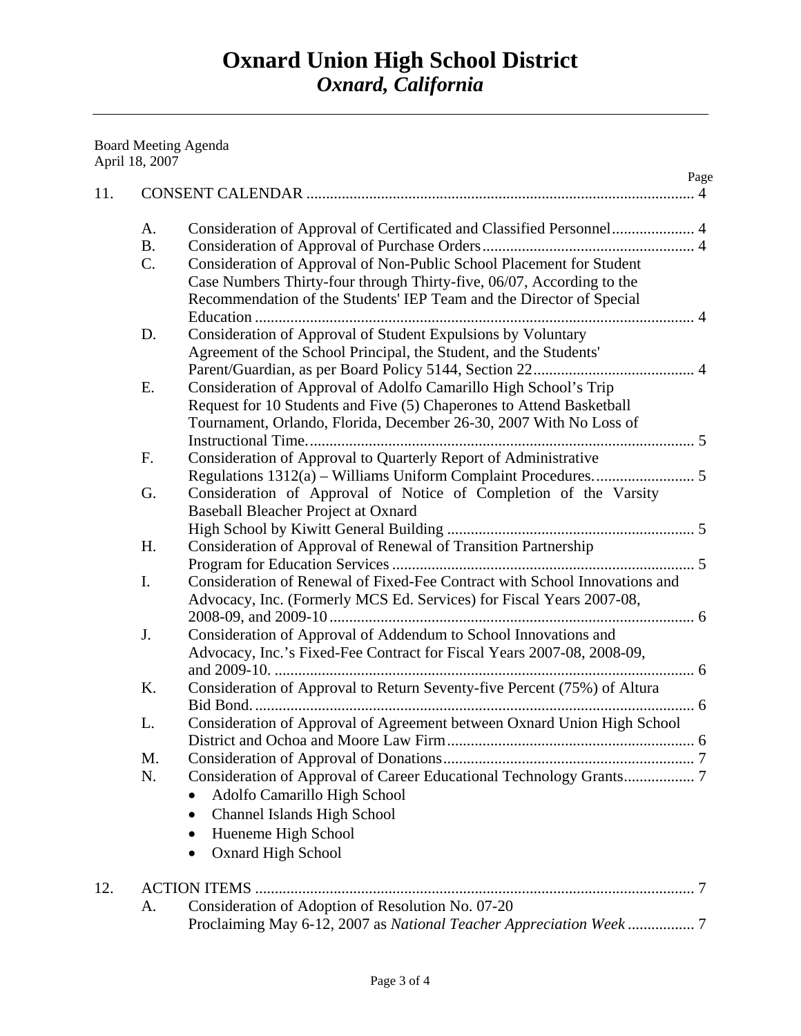# Oxnard Union High School District
## *Oxnard, California*

---

Board Meeting Agenda
April 18, 2007

| | | | Page |
|---|---|---|---|
| 11. | CONSENT CALENDAR | | 4 |
| | A. | Consideration of Approval of Certificated and Classified Personnel | 4 |
| | B. | Consideration of Approval of Purchase Orders | 4 |
| | C. | Consideration of Approval of Non-Public School Placement for Student Case Numbers Thirty-four through Thirty-five, 06/07, According to the Recommendation of the Students' IEP Team and the Director of Special Education | 4 |
| | D. | Consideration of Approval of Student Expulsions by Voluntary Agreement of the School Principal, the Student, and the Students' Parent/Guardian, as per Board Policy 5144, Section 22 | 4 |
| | E. | Consideration of Approval of Adolfo Camarillo High School's Trip Request for 10 Students and Five (5) Chaperones to Attend Basketball Tournament, Orlando, Florida, December 26-30, 2007 With No Loss of Instructional Time. | 5 |
| | F. | Consideration of Approval to Quarterly Report of Administrative Regulations 1312(a) – Williams Uniform Complaint Procedures. | 5 |
| | G. | Consideration of Approval of Notice of Completion of the Varsity Baseball Bleacher Project at Oxnard High School by Kiwitt General Building | 5 |
| | H. | Consideration of Approval of Renewal of Transition Partnership Program for Education Services | 5 |
| | I. | Consideration of Renewal of Fixed-Fee Contract with School Innovations and Advocacy, Inc. (Formerly MCS Ed. Services) for Fiscal Years 2007-08, 2008-09, and 2009-10 | 6 |
| | J. | Consideration of Approval of Addendum to School Innovations and Advocacy, Inc.'s Fixed-Fee Contract for Fiscal Years 2007-08, 2008-09, and 2009-10. | 6 |
| | K. | Consideration of Approval to Return Seventy-five Percent (75%) of Altura Bid Bond. | 6 |
| | L. | Consideration of Approval of Agreement between Oxnard Union High School District and Ochoa and Moore Law Firm | 6 |
| | M. | Consideration of Approval of Donations | 7 |
| | N. | Consideration of Approval of Career Educational Technology Grants<br>• Adolfo Camarillo High School<br>• Channel Islands High School<br>• Hueneme High School<br>• Oxnard High School | 7 |
| 12. | ACTION ITEMS | | 7 |
| | A. | Consideration of Adoption of Resolution No. 07-20 Proclaiming May 6-12, 2007 as *National Teacher Appreciation Week* | 7 |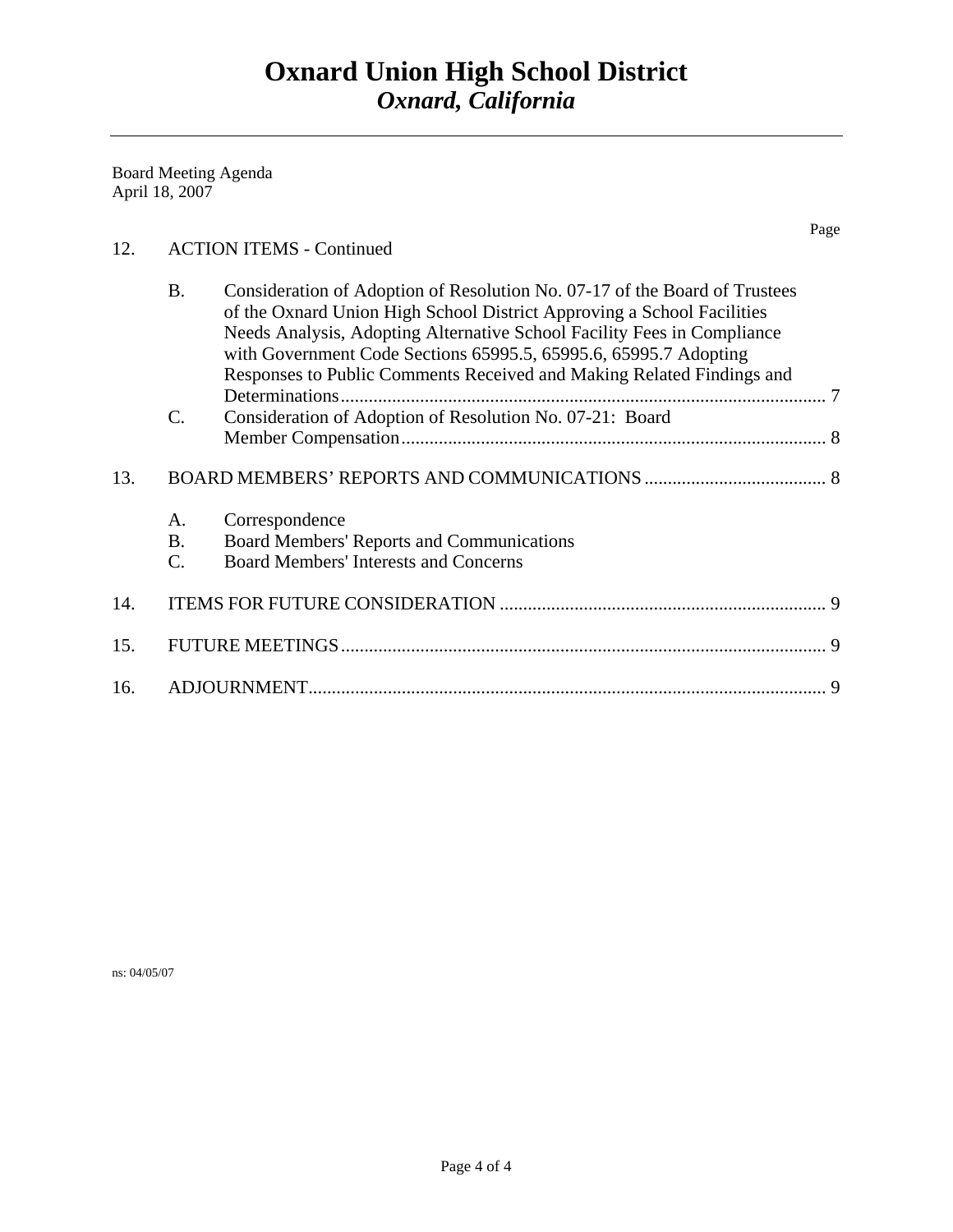# Oxnard Union High School District
## *Oxnard, California*

Board Meeting Agenda
April 18, 2007

Page

12. ACTION ITEMS - Continued

    B. Consideration of Adoption of Resolution No. 07-17 of the Board of Trustees of the Oxnard Union High School District Approving a School Facilities Needs Analysis, Adopting Alternative School Facility Fees in Compliance with Government Code Sections 65995.5, 65995.6, 65995.7 Adopting Responses to Public Comments Received and Making Related Findings and Determinations........................................................................................ 7

    C. Consideration of Adoption of Resolution No. 07-21: Board Member Compensation.......................................................................................... 8

13. BOARD MEMBERS' REPORTS AND COMMUNICATIONS....................................... 8

    A. Correspondence
    B. Board Members' Reports and Communications
    C. Board Members' Interests and Concerns

14. ITEMS FOR FUTURE CONSIDERATION ..................................................................... 9

15. FUTURE MEETINGS....................................................................................................... 9

16. ADJOURNMENT.............................................................................................................. 9

ns: 04/05/07